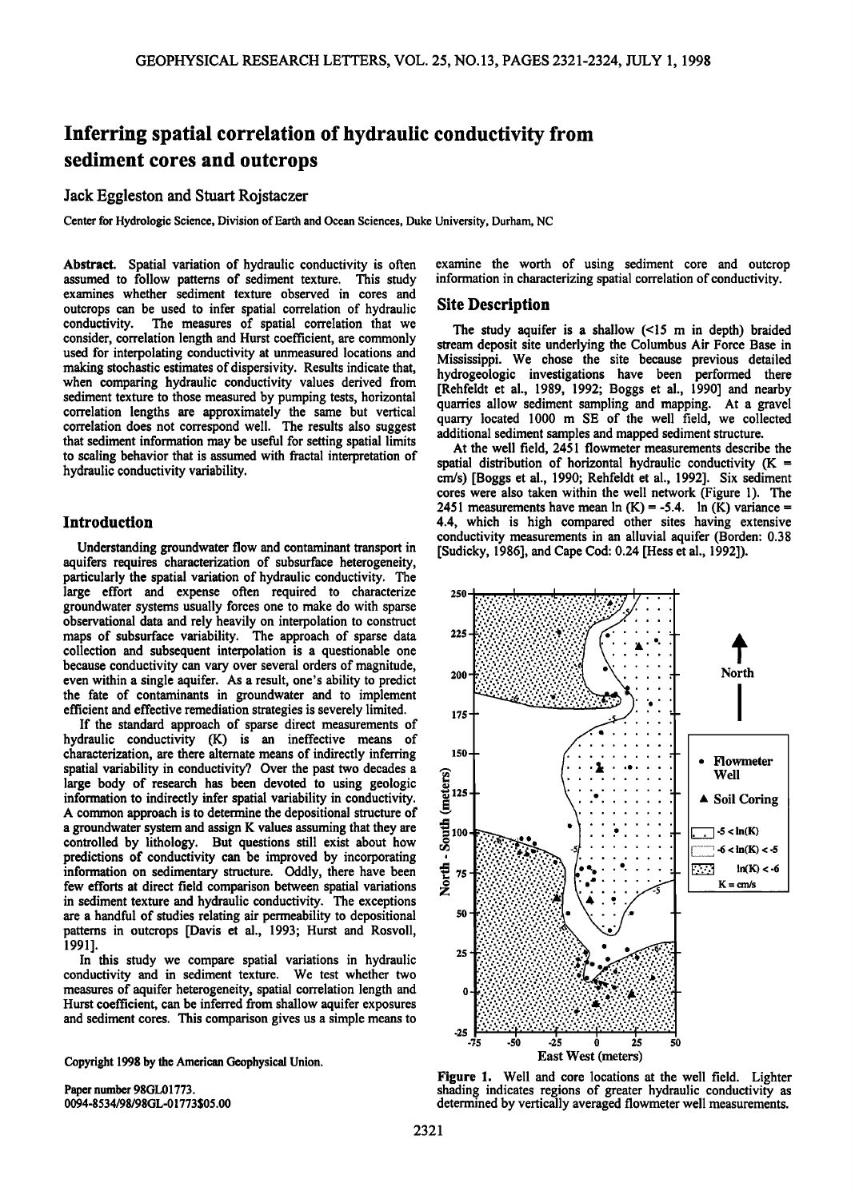# Inferring spatial correlation of hydraulic conductivity from sediment cores and outcrops

Jack Eggleston and Stuart Rojstaczer

Center for Hydrologic Science, Division of Earth and Ocean Sciences, Duke University, Durham, NC

**Abstract.** Spatial variation of hydraulic conductivity is often assumed to follow patterns of sediment texture. This study examines whether sediment texture observed in cores and outcrops can be used to infer spatial correlation of hydraulic conductivity. The measures of spatial correlation that we consider, correlation length and Hurst coefficient, are commonly used for interpolating conductivity at unmeasured locations and making stochastic estimates of dispersivity. Results indicate that, when comparing hydraulic conductivity values derived from sediment texture to those measured by pumping tests, horizontal correlation lengths are approximately the same but vertical correlation does not correspond well. The results also suggest that sediment information may be useful for setting spatial limits to scaling behavior that is assumed with fractal interpretation of hydraulic conductivity variability.

## Introduction

Understanding groundwater flow and contaminant transport in aquifers requires characterization of subsurface heterogeneity, particularly the spatial variation of hydraulic conductivity. The large effort and expense often required to characterize groundwater systems usually forces one to make do with sparse observational data and rely heavily on interpolation to construct maps of subsurface variability. The approach of sparse data collection and subsequent interpolation is a questionable one because conductivity can vary over several orders of magnitude, even within a single aquifer. As a result, one's ability to predict the fate of contaminants in groundwater and to implement efficient and effective remediation strategies is severely limited.

If the standard approach of sparse direct measurements of hydraulic conductivity (K) is an ineffective means of characterization, are there alternate means of indirectly inferring spatial variability in conductivity? Over the past two decades a large body of research has been devoted to using geologic information to indirectly infer spatial variability in conductivity. A common approach is to determine the depositional structure of a groundwater system and assign K values assuming that they are controlled by lithology. But questions still exist about how predictions of conductivity can be improved by incorporating information on sedimentary structure. Oddly, there have been few efforts at direct field comparison between spatial variations in sediment texture and hydraulic conductivity. The exceptions are a handful of studies relating air permeability to depositional patterns in outcrops [Davis et al., 1993; Hurst and Rosvoll, 1991].

In this study we compare spatial variations in hydraulic conductivity and in sediment texture. We test whether two measures of aquifer heterogeneity, spatial correlation length and Hurst coefficient, can be inferred from shallow aquifer exposures and sediment cores. This comparison gives us a simple means to examine the worth of using sediment core and outcrop information in characterizing spatial correlation of conductivity.

Copyright 1998 by the American Geophysical Union.

Paper number 98GL01773.
0094-8534/98/98GL-01773$05.00

## Site Description

The study aquifer is a shallow (<15 m in depth) braided stream deposit site underlying the Columbus Air Force Base in Mississippi. We chose the site because previous detailed hydrogeologic investigations have been performed there [Rehfeldt et al., 1989, 1992; Boggs et al., 1990] and nearby quarries allow sediment sampling and mapping. At a gravel quarry located 1000 m SE of the well field, we collected additional sediment samples and mapped sediment structure.

At the well field, 2451 flowmeter measurements describe the spatial distribution of horizontal hydraulic conductivity (K = cm/s) [Boggs et al., 1990; Rehfeldt et al., 1992]. Six sediment cores were also taken within the well network (Figure 1). The 2451 measurements have mean ln (K) = -5.4. ln (K) variance = 4.4, which is high compared other sites having extensive conductivity measurements in an alluvial aquifer (Borden: 0.38 [Sudicky, 1986], and Cape Cod: 0.24 [Hess et al., 1992]).

North - South (meters)
250
225
200
175
150
125
100
75
50
25
0
-25
-75 -50 -25 0 25 50
East West (meters)
North
• Flowmeter Well
▲ Soil Coring
-5 < ln(K)
-6 < ln(K) < -5
ln(K) < -6
K = cm/s

**Figure 1.** Well and core locations at the well field. Lighter shading indicates regions of greater hydraulic conductivity as determined by vertically averaged flowmeter well measurements.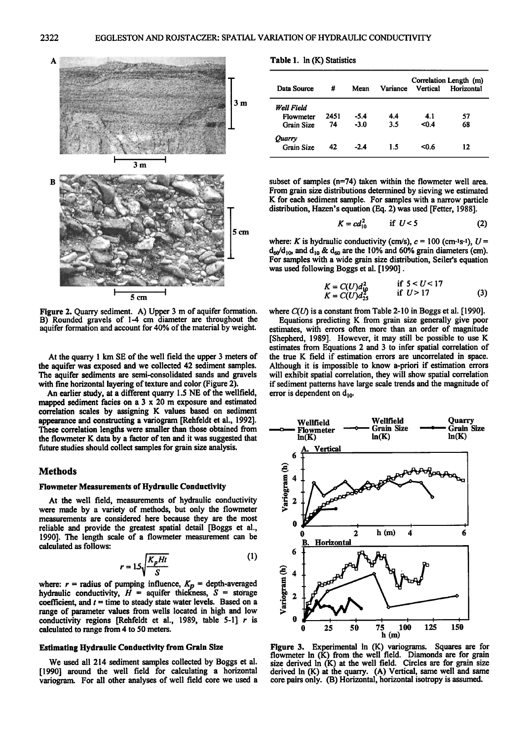A

3 m

3 m

B

5 cm

5 cm

Figure 2. Quarry sediment. A) Upper 3 m of aquifer formation. B) Rounded gravels of 1-4 cm diameter are throughout the aquifer formation and account for 40% of the material by weight.

At the quarry 1 km SE of the well field the upper 3 meters of the aquifer was exposed and we collected 42 sediment samples. The aquifer sediments are semi-consolidated sands and gravels with fine horizontal layering of texture and color (Figure 2).

An earlier study, at a different quarry 1.5 NE of the wellfield, mapped sediment facies on a 3 x 20 m exposure and estimated correlation scales by assigning K values based on sediment appearance and constructing a variogram [Rehfeldt et al., 1992]. These correlation lengths were smaller than those obtained from the flowmeter K data by a factor of ten and it was suggested that future studies should collect samples for grain size analysis.

## Methods

### Flowmeter Measurements of Hydraulic Conductivity

At the well field, measurements of hydraulic conductivity were made by a variety of methods, but only the flowmeter measurements are considered here because they are the most reliable and provide the greatest spatial detail [Boggs et al., 1990]. The length scale of a flowmeter measurement can be calculated as follows:

$$r = 1.5\sqrt{\frac{K_p H t}{S}} \tag{1}$$

where: $r$ = radius of pumping influence, $K_p$ = depth-averaged hydraulic conductivity, $H$ = aquifer thickness, $S$ = storage coefficient, and $t$ = time to steady state water levels. Based on a range of parameter values from wells located in high and low conductivity regions [Rehfeldt et al., 1989, table 5-1] $r$ is calculated to range from 4 to 50 meters.

### Estimating Hydraulic Conductivity from Grain Size

We used all 214 sediment samples collected by Boggs et al. [1990] around the well field for calculating a horizontal variogram. For all other analyses of well field core we used a subset of samples (n=74) taken within the flowmeter well area. From grain size distributions determined by sieving we estimated K for each sediment sample. For samples with a narrow particle distribution, Hazen's equation (Eq. 2) was used [Fetter, 1988].

$$K = cd_{10}^2 \qquad \text{if } U < 5 \tag{2}$$

where: $K$ is hydraulic conductivity (cm/s), $c$ = 100 (cm$^{-1}$s$^{-1}$), $U$ = $d_{60}/d_{10}$, and $d_{10}$ & $d_{60}$ are the 10% and 60% grain diameters (cm). For samples with a wide grain size distribution, Seiler's equation was used following Boggs et al. [1990].

$$\begin{aligned} K &= C(U)d_{10}^2 \qquad \text{if } 5 < U < 17 \\ K &= C(U)d_{25}^2 \qquad \text{if } U > 17 \end{aligned} \tag{3}$$

where $C(U)$ is a constant from Table 2-10 in Boggs et al. [1990].

Equations predicting K from grain size generally give poor estimates, with errors often more than an order of magnitude [Shepherd, 1989]. However, it may still be possible to use K estimates from Equations 2 and 3 to infer spatial correlation of the true K field if estimation errors are uncorrelated in space. Although it is impossible to know a-priori if estimation errors will exhibit spatial correlation, they will show spatial correlation if sediment patterns have large scale trends and the magnitude of error is dependent on $d_{10}$.

Table 1. ln (K) Statistics

| Data Source | # | Mean | Variance | Correlation Length (m) Vertical | Horizontal |
|---|---|---|---|---|---|
| *Well Field* | | | | | |
| Flowmeter | 2451 | -5.4 | 4.4 | 4.1 | 57 |
| Grain Size | 74 | -3.0 | 3.5 | <0.4 | 68 |
| *Quarry* | | | | | |
| Grain Size | 42 | -2.4 | 1.5 | <0.6 | 12 |

Wellfield Flowmeter ln(K)
Wellfield Grain Size ln(K)
Quarry Grain Size ln(K)

A. Vertical
Variogram (h)
0 2 4 6
0 2 h (m) 4 6

B. Horizontal
Variogram (h)
0 2 4 6
0 25 50 75 100 125 150
h (m)

Figure 3. Experimental ln (K) variograms. Squares are for flowmeter ln (K) from the well field. Diamonds are for grain size derived ln (K) at the well field. Circles are for grain size derived ln (K) at the quarry. (A) Vertical, same well and same core pairs only. (B) Horizontal, horizontal isotropy is assumed.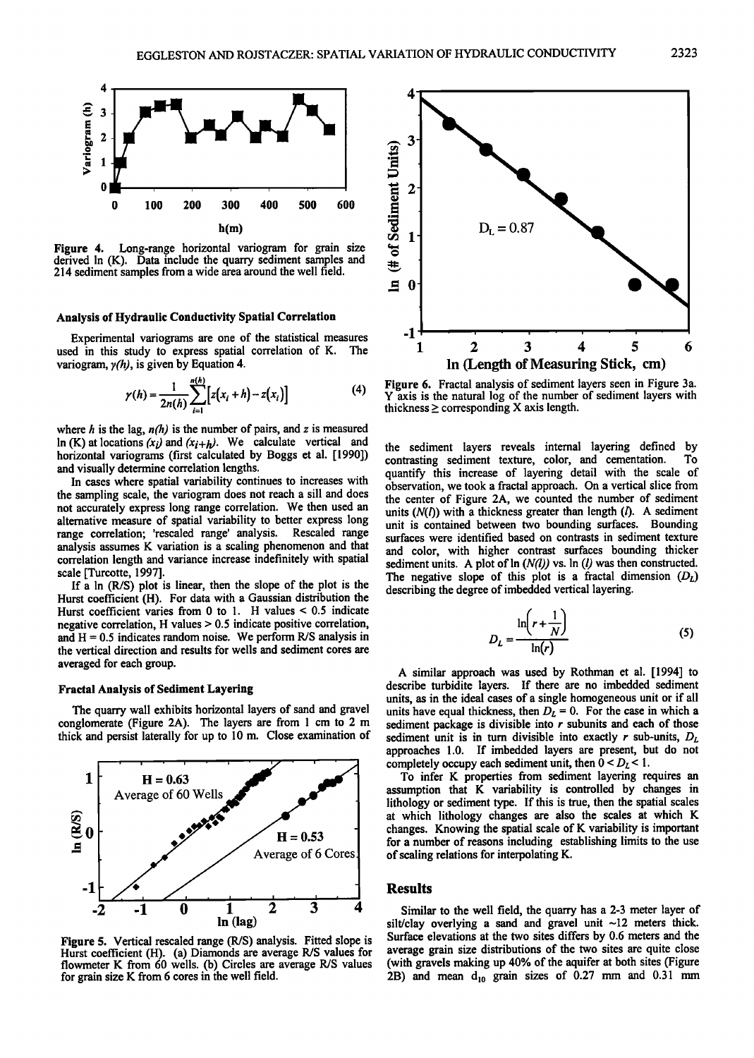Figure 4. Long-range horizontal variogram for grain size derived ln (K). Data include the quarry sediment samples and 214 sediment samples from a wide area around the well field.

### Analysis of Hydraulic Conductivity Spatial Correlation

Experimental variograms are one of the statistical measures used in this study to express spatial correlation of K. The variogram, $\gamma(h)$, is given by Equation 4.

$$\gamma(h) = \frac{1}{2n(h)} \sum_{i=1}^{n(h)} \left[ z(x_i + h) - z(x_i) \right] \tag{4}$$

where $h$ is the lag, $n(h)$ is the number of pairs, and $z$ is measured ln (K) at locations $(x_i)$ and $(x_{i+h})$. We calculate vertical and horizontal variograms (first calculated by Boggs et al. [1990]) and visually determine correlation lengths.

In cases where spatial variability continues to increases with the sampling scale, the variogram does not reach a sill and does not accurately express long range correlation. We then used an alternative measure of spatial variability to better express long range correlation; 'rescaled range' analysis. Rescaled range analysis assumes K variation is a scaling phenomenon and that correlation length and variance increase indefinitely with spatial scale [Turcotte, 1997].

If a ln (R/S) plot is linear, then the slope of the plot is the Hurst coefficient (H). For data with a Gaussian distribution the Hurst coefficient varies from 0 to 1. H values < 0.5 indicate negative correlation, H values > 0.5 indicate positive correlation, and H = 0.5 indicates random noise. We perform R/S analysis in the vertical direction and results for wells and sediment cores are averaged for each group.

### Fractal Analysis of Sediment Layering

The quarry wall exhibits horizontal layers of sand and gravel conglomerate (Figure 2A). The layers are from 1 cm to 2 m thick and persist laterally for up to 10 m. Close examination of the sediment layers reveals internal layering defined by contrasting sediment texture, color, and cementation. To quantify this increase of layering detail with the scale of observation, we took a fractal approach. On a vertical slice from the center of Figure 2A, we counted the number of sediment units ($N(l)$) with a thickness greater than length ($l$). A sediment unit is contained between two bounding surfaces. Bounding surfaces were identified based on contrasts in sediment texture and color, with higher contrast surfaces bounding thicker sediment units. A plot of ln ($N(l)$) vs. ln ($l$) was then constructed. The negative slope of this plot is a fractal dimension ($D_L$) describing the degree of imbedded vertical layering.

Figure 5. Vertical rescaled range (R/S) analysis. Fitted slope is Hurst coefficient (H). (a) Diamonds are average R/S values for flowmeter K from 60 wells. (b) Circles are average R/S values for grain size K from 6 cores in the well field.

Figure 6. Fractal analysis of sediment layers seen in Figure 3a. Y axis is the natural log of the number of sediment layers with thickness ≥ corresponding X axis length.

$$D_L = \frac{\ln\left(r + \frac{1}{N}\right)}{\ln(r)} \tag{5}$$

A similar approach was used by Rothman et al. [1994] to describe turbidite layers. If there are no imbedded sediment units, as in the ideal cases of a single homogeneous unit or if all units have equal thickness, then $D_L = 0$. For the case in which a sediment package is divisible into $r$ subunits and each of those sediment unit is in turn divisible into exactly $r$ sub-units, $D_L$ approaches 1.0. If imbedded layers are present, but do not completely occupy each sediment unit, then $0 < D_L < 1$.

To infer K properties from sediment layering requires an assumption that K variability is controlled by changes in lithology or sediment type. If this is true, then the spatial scales at which lithology changes are also the scales at which K changes. Knowing the spatial scale of K variability is important for a number of reasons including establishing limits to the use of scaling relations for interpolating K.

## Results

Similar to the well field, the quarry has a 2-3 meter layer of silt/clay overlying a sand and gravel unit ~12 meters thick. Surface elevations at the two sites differs by 0.6 meters and the average grain size distributions of the two sites are quite close (with gravels making up 40% of the aquifer at both sites (Figure 2B) and mean $d_{10}$ grain sizes of 0.27 mm and 0.31 mm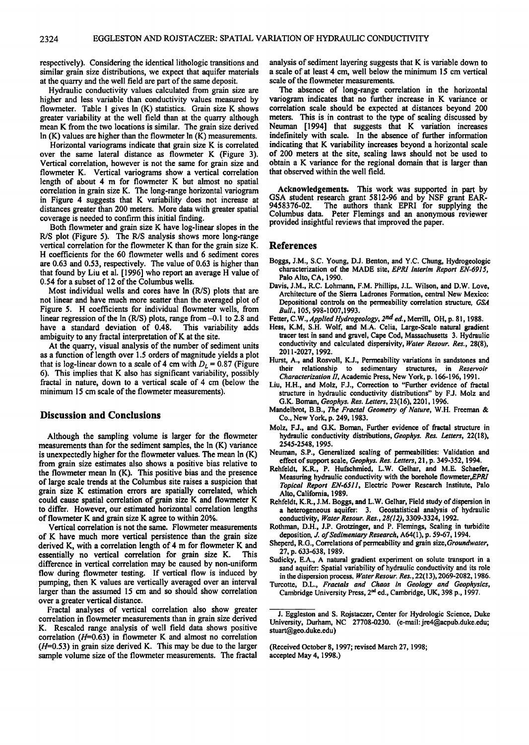respectively). Considering the identical lithologic transitions and similar grain size distributions, we expect that aquifer materials at the quarry and the well field are part of the same deposit.

Hydraulic conductivity values calculated from grain size are higher and less variable than conductivity values measured by flowmeter. Table 1 gives ln (K) statistics. Grain size K shows greater variability at the well field than at the quarry although mean K from the two locations is similar. The grain size derived ln (K) values are higher than the flowmeter ln (K) measurements.

Horizontal variograms indicate that grain size K is correlated over the same lateral distance as flowmeter K (Figure 3). Vertical correlation, however is not the same for grain size and flowmeter K. Vertical variograms show a vertical correlation length of about 4 m for flowmeter K but almost no spatial correlation in grain size K. The long-range horizontal variogram in Figure 4 suggests that K variability does not increase at distances greater than 200 meters. More data with greater spatial coverage is needed to confirm this initial finding.

Both flowmeter and grain size K have log-linear slopes in the R/S plot (Figure 5). The R/S analysis shows more long-range vertical correlation for the flowmeter K than for the grain size K. H coefficients for the 60 flowmeter wells and 6 sediment cores are 0.63 and 0.53, respectively. The value of 0.63 is higher than that found by Liu et al. [1996] who report an average H value of 0.54 for a subset of 12 of the Columbus wells.

Most individual wells and cores have ln (R/S) plots that are not linear and have much more scatter than the averaged plot of Figure 5. H coefficients for individual flowmeter wells, from linear regression of the ln (R/S) plots, range from –0.1 to 2.8 and have a standard deviation of 0.48. This variability adds ambiguity to any fractal interpretation of K at the site.

At the quarry, visual analysis of the number of sediment units as a function of length over 1.5 orders of magnitude yields a plot that is log-linear down to a scale of 4 cm with $D_L = 0.87$ (Figure 6). This implies that K also has significant variability, possibly fractal in nature, down to a vertical scale of 4 cm (below the minimum 15 cm scale of the flowmeter measurements).

## Discussion and Conclusions

Although the sampling volume is larger for the flowmeter measurements than for the sediment samples, the ln (K) variance is unexpectedly higher for the flowmeter values. The mean ln (K) from grain size estimates also shows a positive bias relative to the flowmeter mean ln (K). This positive bias and the presence of large scale trends at the Columbus site raises a suspicion that grain size K estimation errors are spatially correlated, which could cause spatial correlation of grain size K and flowmeter K to differ. However, our estimated horizontal correlation lengths of flowmeter K and grain size K agree to within 20%.

Vertical correlation is not the same. Flowmeter measurements of K have much more vertical persistence than the grain size derived K, with a correlation length of 4 m for flowmeter K and essentially no vertical correlation for grain size K. This difference in vertical correlation may be caused by non-uniform flow during flowmeter testing. If vertical flow is induced by pumping, then K values are vertically averaged over an interval larger than the assumed 15 cm and so should show correlation over a greater vertical distance.

Fractal analyses of vertical correlation also show greater correlation in flowmeter measurements than in grain size derived K. Rescaled range analysis of well field data shows positive correlation ($H$=0.63) in flowmeter K and almost no correlation ($H$=0.53) in grain size derived K. This may be due to the larger sample volume size of the flowmeter measurements. The fractal analysis of sediment layering suggests that K is variable down to a scale of at least 4 cm, well below the minimum 15 cm vertical scale of the flowmeter measurements.

The absence of long-range correlation in the horizontal variogram indicates that no further increase in K variance or correlation scale should be expected at distances beyond 200 meters. This is in contrast to the type of scaling discussed by Neuman [1994] that suggests that K variation increases indefinitely with scale. In the absence of further information indicating that K variability increases beyond a horizontal scale of 200 meters at the site, scaling laws should not be used to obtain a K variance for the regional domain that is larger than that observed within the well field.

**Acknowledgements.** This work was supported in part by GSA student research grant 5812-96 and by NSF grant EAR-9458376-02. The authors thank EPRI for supplying the Columbus data. Peter Flemings and an anonymous reviewer provided insightful reviews that improved the paper.

## References

Boggs, J.M., S.C. Young, D.J. Benton, and Y.C. Chung, Hydrogeologic characterization of the MADE site, *EPRI Interim Report EN-6915*, Palo Alto, CA, 1990.

Davis, J.M., R.C. Lohmann, F.M. Phillips, J.L. Wilson, and D.W. Love, Architecture of the Sierra Ladrones Formation, central New Mexico: Depositional controls on the permeability correlation structure, *GSA Bull.*, 105, 998-1007, 1993.

Fetter, C.W., *Applied Hydrogeology, 2nd ed.*, Merrill, OH, p. 81, 1988.

Hess, K.M, S.H. Wolf, and M.A. Celia, Large-Scale natural gradient tracer test in sand and gravel, Cape Cod, Massachusetts 3. Hydraulic conductivity and calculated dispersivity, *Water Resour. Res.*, 28(8), 2011-2027, 1992.

Hurst, A., and Rosvoll, K.J., Permeability variations in sandstones and their relationship to sedimentary structures, in *Reservoir Characterization II*, Academic Press, New York, p. 166-196, 1991.

Liu, H.H., and Molz, F.J., Correction to "Further evidence of fractal structure in hydraulic conductivity distributions" by F.J. Molz and G.K. Boman, *Geophys. Res. Letters*, 23(16), 2201, 1996.

Mandelbrot, B.B., *The Fractal Geometry of Nature*, W.H. Freeman & Co., New York, p. 249, 1983.

Molz, F.J., and G.K. Boman, Further evidence of fractal structure in hydraulic conductivity distributions, *Geophys. Res. Letters*, 22(18), 2545-2548, 1995.

Neuman, S.P., Generalized scaling of permeabilities: Validation and effect of support scale, *Geophys. Res. Letters*, 21, p. 349-352, 1994.

Rehfeldt, K.R., P. Hufschmied, L.W. Gelhar, and M.E. Schaefer, Measuring hydraulic conductivity with the borehole flowmeter, *EPRI Topical Report EN-6511*, Electric Power Research Institute, Palo Alto, California, 1989.

Rehfeldt, K.R., J.M. Boggs, and L.W. Gelhar, Field study of dispersion in a heterogeneous aquifer: 3. Geostatistical analysis of hydraulic conductivity, *Water Resour. Res.*, *28(12)*, 3309-3324, 1992.

Rothman, D.H., J.P. Grotzinger, and P. Flemings, Scaling in turbidite deposition, *J. of Sedimentary Research*, A64(1), p. 59-67, 1994.

Sheperd, R.G., Correlations of permeability and grain size, *Groundwater*, 27, p. 633-638, 1989.

Sudicky, E.A., A natural gradient experiment on solute transport in a sand aquifer: Spatial variability of hydraulic conductivity and its role in the dispersion process, *Water Resour. Res.*, 22(13), 2069-2082, 1986.

Turcotte, D.L., *Fractals and Chaos in Geology and Geophysics*, Cambridge University Press, 2nd ed., Cambridge, UK, 398 p., 1997.

---

J. Eggleston and S. Rojstaczer, Center for Hydrologic Science, Duke University, Durham, NC 27708-0230. (e-mail: jre4@acpub.duke.edu; stuart@geo.duke.edu)

(Received October 8, 1997; revised March 27, 1998; accepted May 4, 1998.)